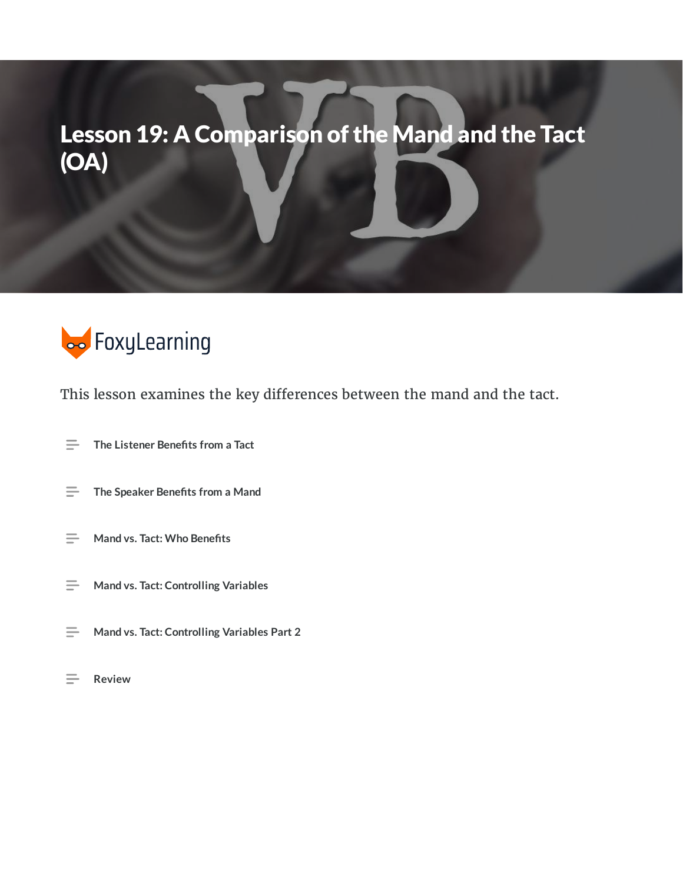# Lesson 19: A Comparison of the Mand and the Tact (OA)

FoxyLearning

This lesson examines the key differences between the mand and the tact.

- The Listener Benefits from a Tact
- The Speaker Benefits from a Mand
- Mand vs. Tact: Who Benefits
- Mand vs. Tact: Controlling Variables
- Mand vs. Tact: Controlling Variables Part 2
- Review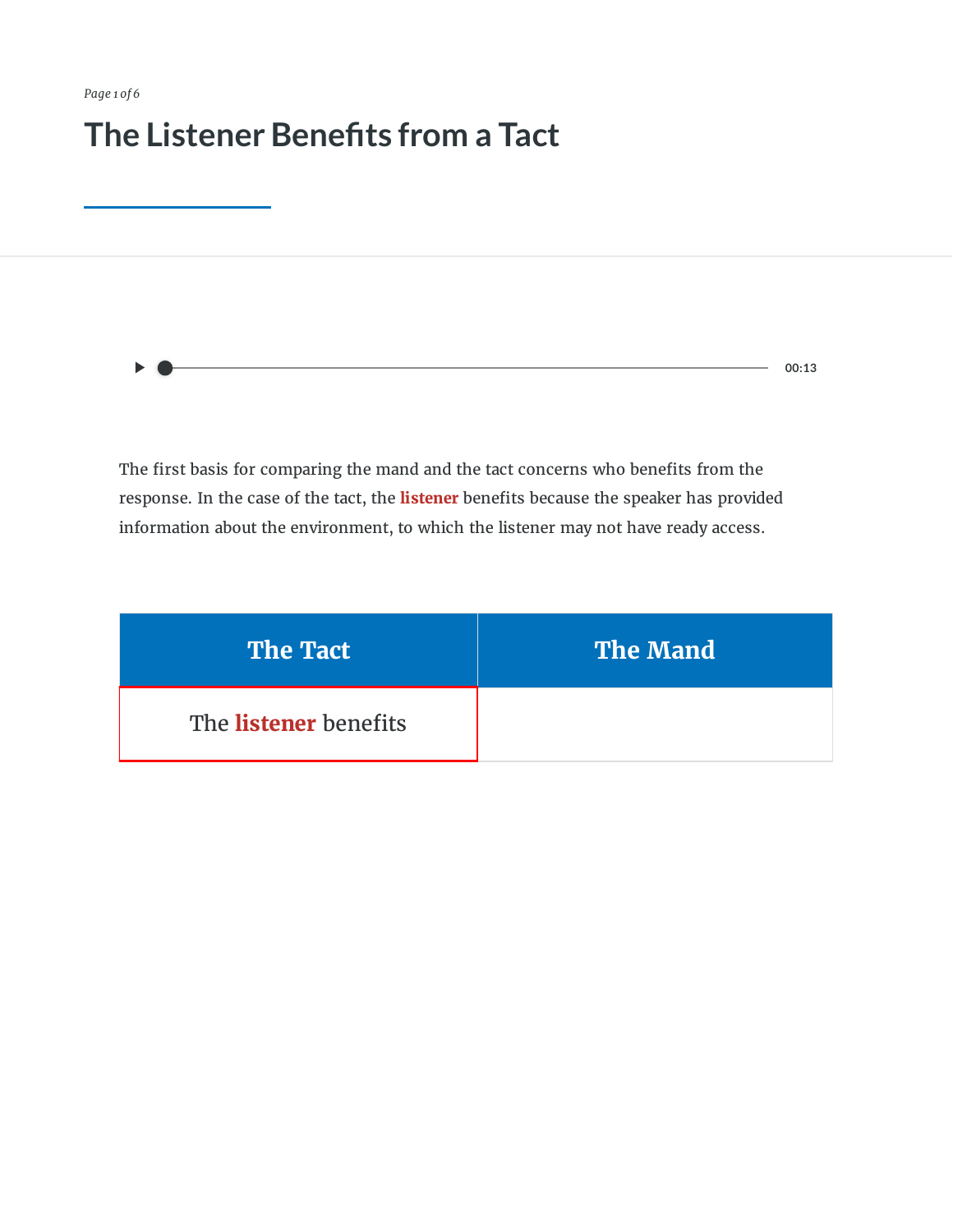# The Listener Benefits from a Tact

00:13

The first basis for comparing the mand and the tact concerns who benefits from the response. In the case of the tact, the **listener** benefits because the speaker has provided information about the environment, to which the listener may not have ready access.

| The Tact | The Mand |
| --- | --- |
| The **listener** benefits | |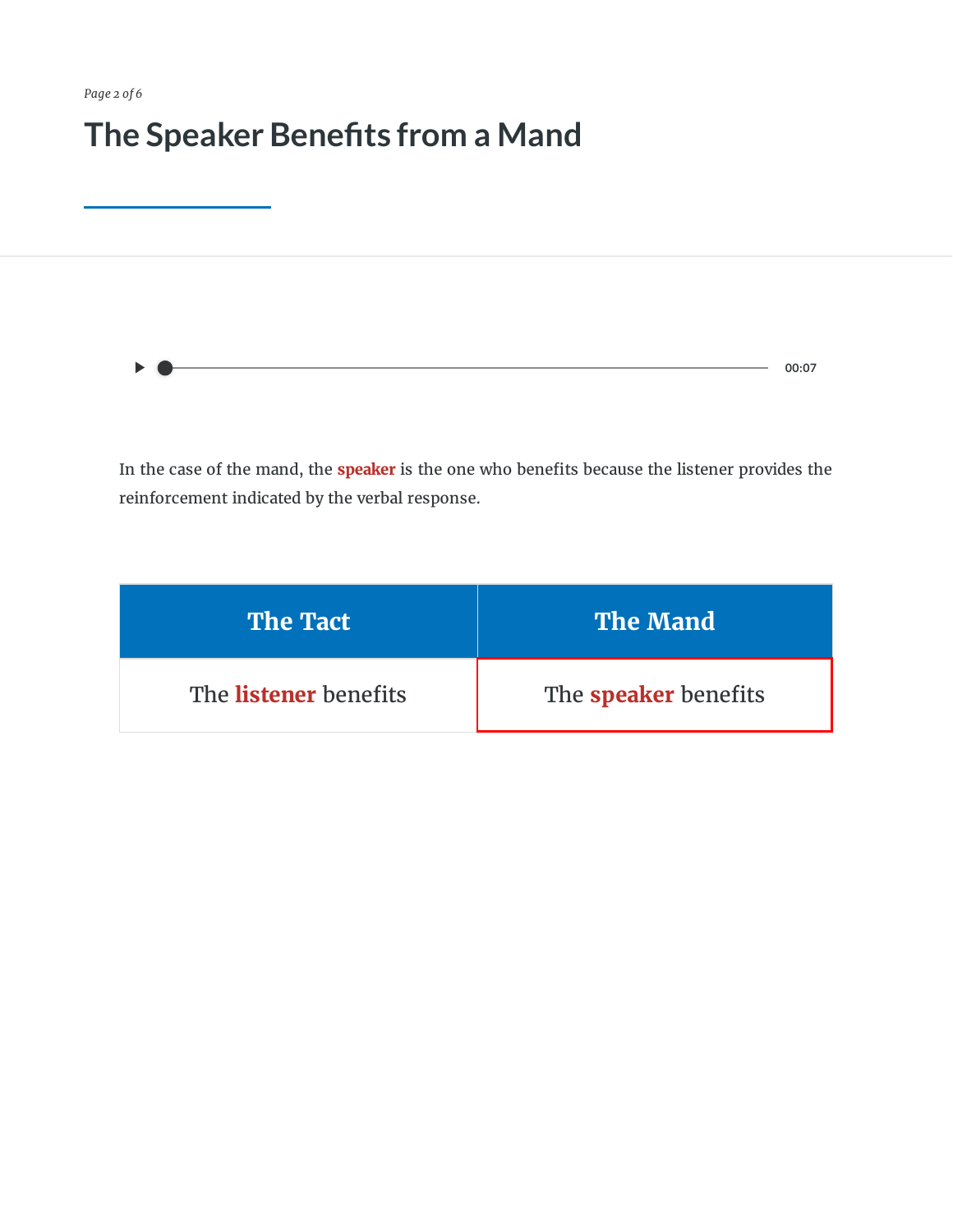# The Speaker Benefits from a Mand

In the case of the mand, the **speaker** is the one who benefits because the listener provides the reinforcement indicated by the verbal response.

| The Tact | The Mand |
| --- | --- |
| The **listener** benefits | The **speaker** benefits |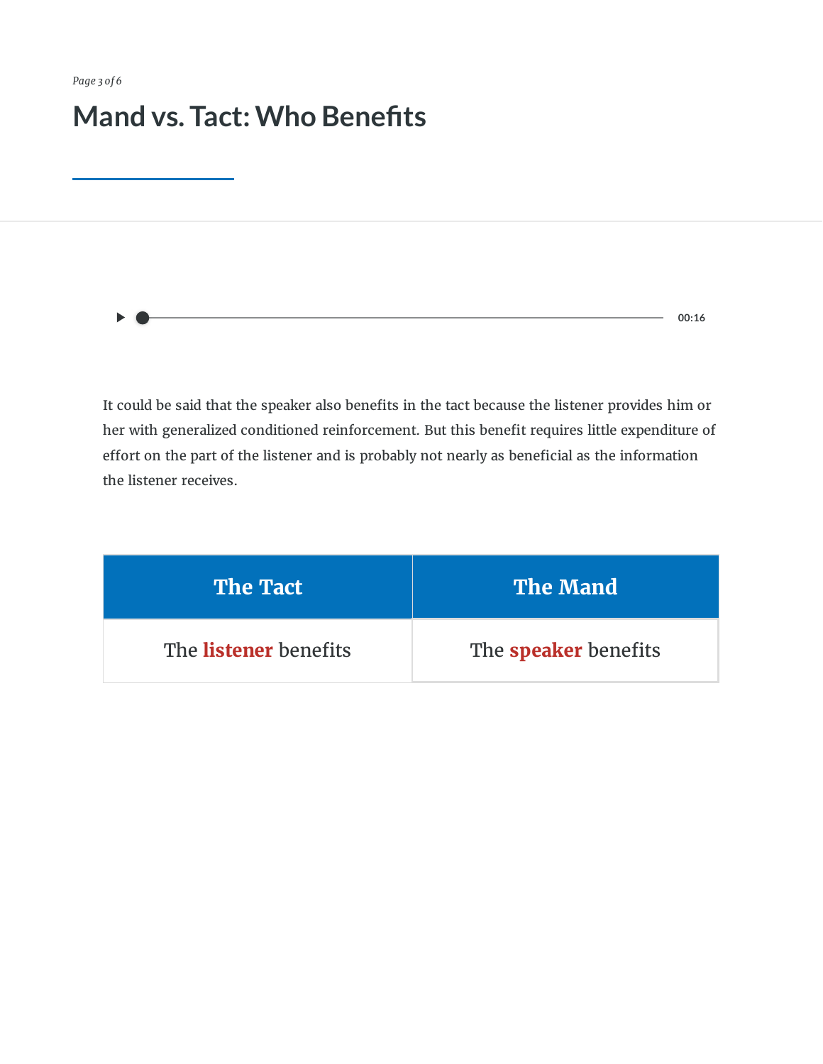# Mand vs. Tact: Who Benefits

It could be said that the speaker also benefits in the tact because the listener provides him or her with generalized conditioned reinforcement. But this benefit requires little expenditure of effort on the part of the listener and is probably not nearly as beneficial as the information the listener receives.

| The Tact | The Mand |
| --- | --- |
| The **listener** benefits | The **speaker** benefits |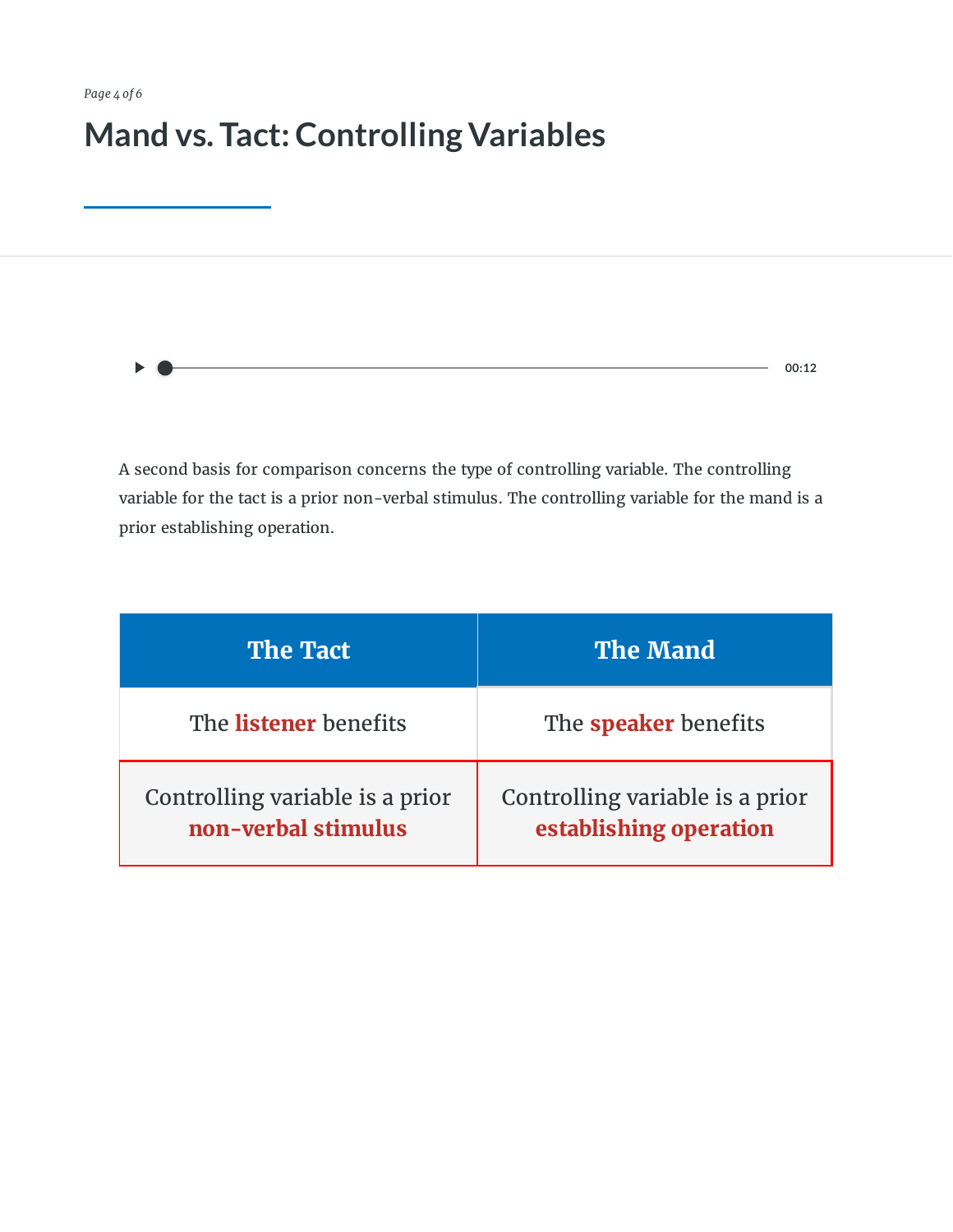# Mand vs. Tact: Controlling Variables

A second basis for comparison concerns the type of controlling variable. The controlling variable for the tact is a prior non-verbal stimulus. The controlling variable for the mand is a prior establishing operation.

| The Tact | The Mand |
| --- | --- |
| The **listener** benefits | The **speaker** benefits |
| Controlling variable is a prior **non-verbal stimulus** | Controlling variable is a prior **establishing operation** |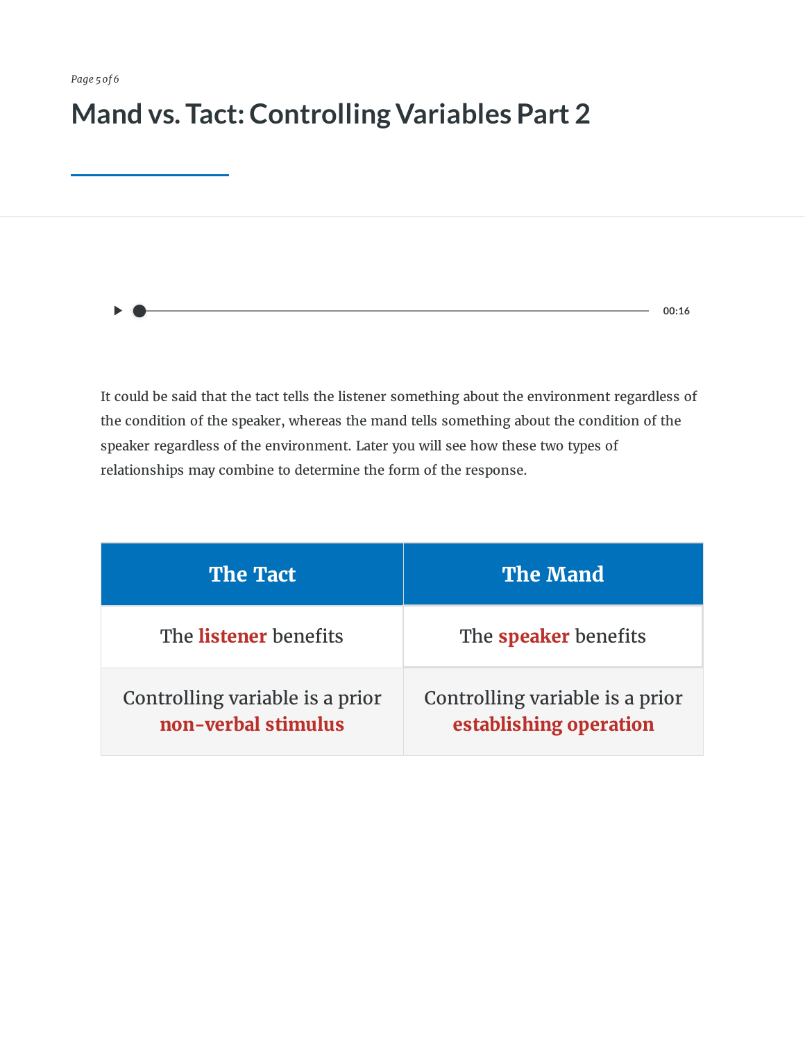# Mand vs. Tact: Controlling Variables Part 2

It could be said that the tact tells the listener something about the environment regardless of the condition of the speaker, whereas the mand tells something about the condition of the speaker regardless of the environment. Later you will see how these two types of relationships may combine to determine the form of the response.

| The Tact | The Mand |
| --- | --- |
| The **listener** benefits | The **speaker** benefits |
| Controlling variable is a prior **non-verbal stimulus** | Controlling variable is a prior **establishing operation** |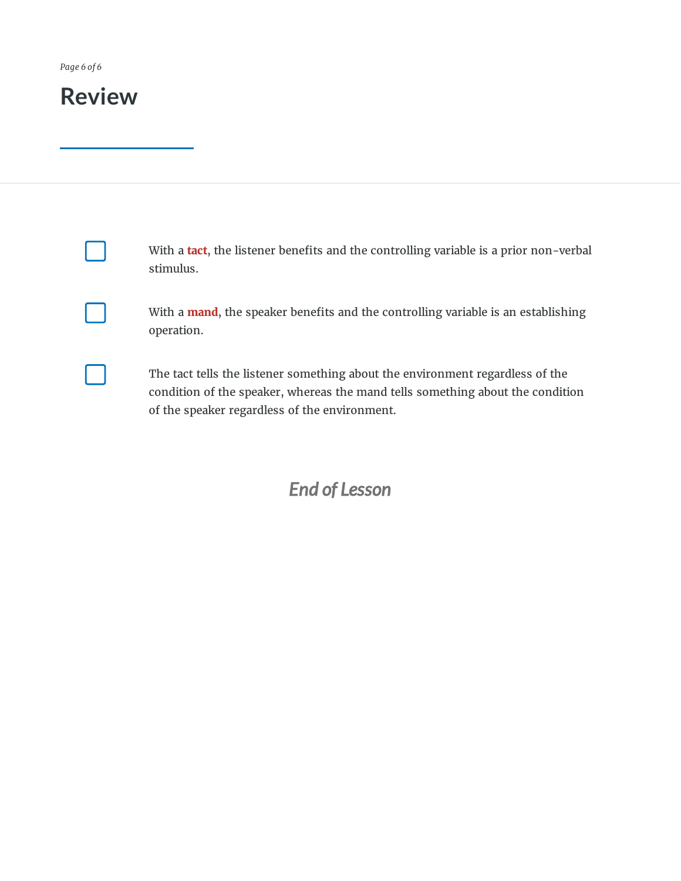# Review

- [ ] With a **tact**, the listener benefits and the controlling variable is a prior non-verbal stimulus.
- [ ] With a **mand**, the speaker benefits and the controlling variable is an establishing operation.
- [ ] The tact tells the listener something about the environment regardless of the condition of the speaker, whereas the mand tells something about the condition of the speaker regardless of the environment.

*End of Lesson*